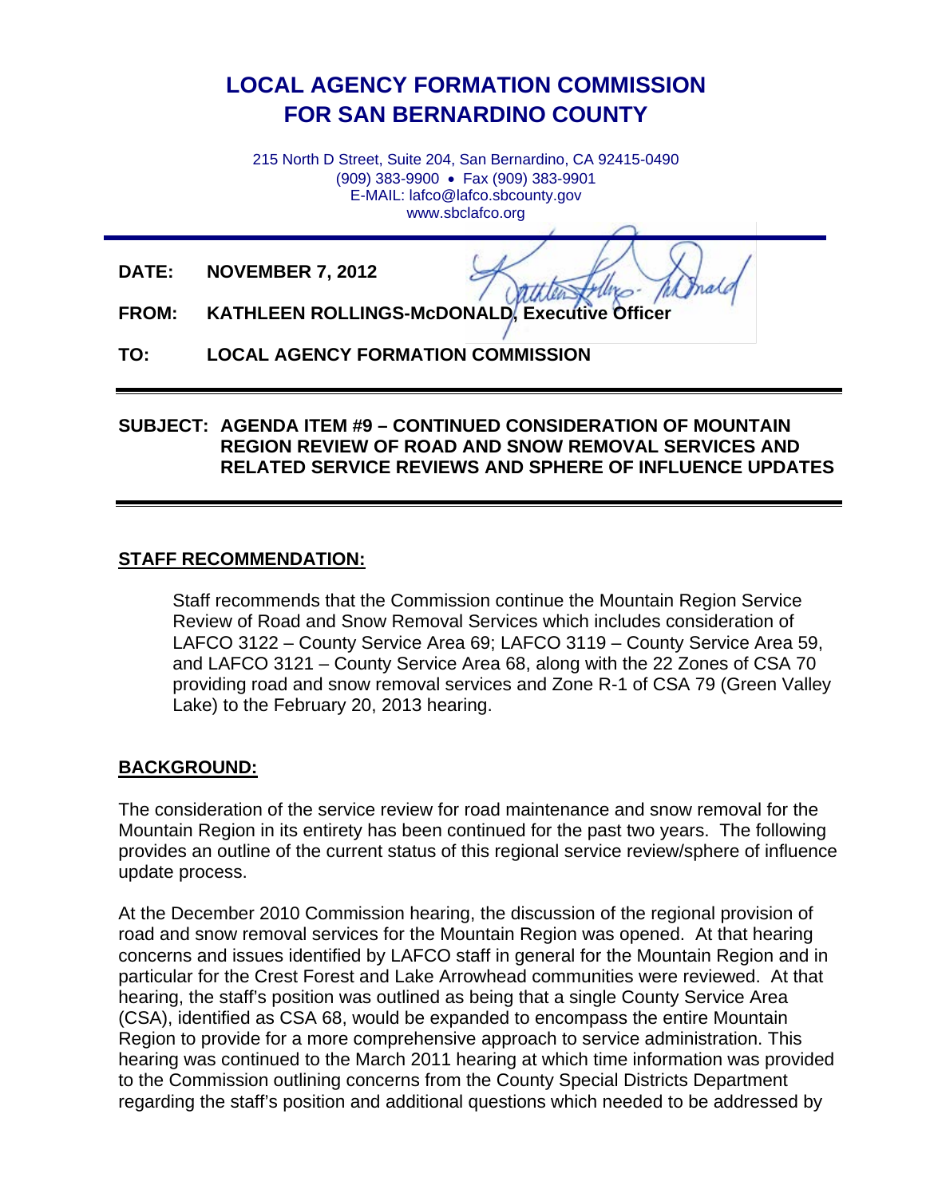# LOCAL AGENCY FORMATION COMMISSION FOR SAN BERNARDINO COUNTY

215 North D Street, Suite 204, San Bernardino, CA 92415-0490
(909) 383-9900 • Fax (909) 383-9901
E-MAIL: lafco@lafco.sbcounty.gov
www.sbclafco.org

**DATE:** NOVEMBER 7, 2012

**FROM:** KATHLEEN ROLLINGS-McDONALD, Executive Officer

**TO:** LOCAL AGENCY FORMATION COMMISSION

**SUBJECT: AGENDA ITEM #9 – CONTINUED CONSIDERATION OF MOUNTAIN REGION REVIEW OF ROAD AND SNOW REMOVAL SERVICES AND RELATED SERVICE REVIEWS AND SPHERE OF INFLUENCE UPDATES**

## STAFF RECOMMENDATION:

Staff recommends that the Commission continue the Mountain Region Service Review of Road and Snow Removal Services which includes consideration of LAFCO 3122 – County Service Area 69; LAFCO 3119 – County Service Area 59, and LAFCO 3121 – County Service Area 68, along with the 22 Zones of CSA 70 providing road and snow removal services and Zone R-1 of CSA 79 (Green Valley Lake) to the February 20, 2013 hearing.

## BACKGROUND:

The consideration of the service review for road maintenance and snow removal for the Mountain Region in its entirety has been continued for the past two years. The following provides an outline of the current status of this regional service review/sphere of influence update process.

At the December 2010 Commission hearing, the discussion of the regional provision of road and snow removal services for the Mountain Region was opened. At that hearing concerns and issues identified by LAFCO staff in general for the Mountain Region and in particular for the Crest Forest and Lake Arrowhead communities were reviewed. At that hearing, the staff's position was outlined as being that a single County Service Area (CSA), identified as CSA 68, would be expanded to encompass the entire Mountain Region to provide for a more comprehensive approach to service administration. This hearing was continued to the March 2011 hearing at which time information was provided to the Commission outlining concerns from the County Special Districts Department regarding the staff's position and additional questions which needed to be addressed by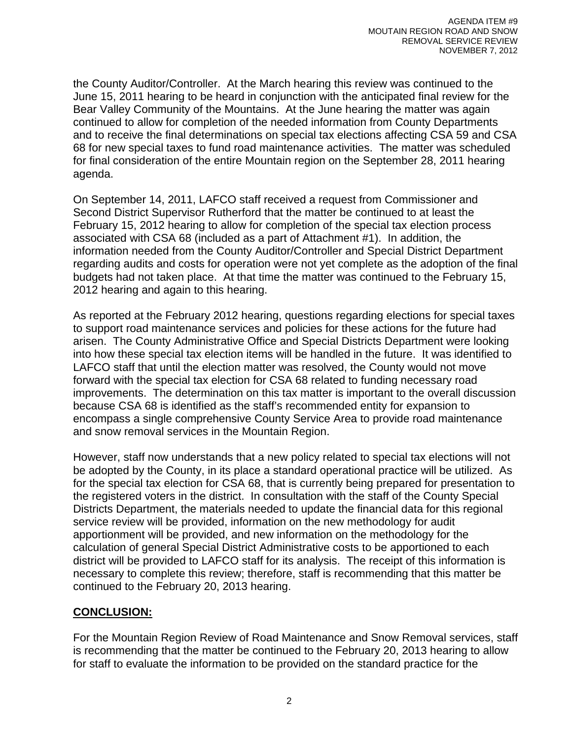the County Auditor/Controller. At the March hearing this review was continued to the June 15, 2011 hearing to be heard in conjunction with the anticipated final review for the Bear Valley Community of the Mountains. At the June hearing the matter was again continued to allow for completion of the needed information from County Departments and to receive the final determinations on special tax elections affecting CSA 59 and CSA 68 for new special taxes to fund road maintenance activities. The matter was scheduled for final consideration of the entire Mountain region on the September 28, 2011 hearing agenda.

On September 14, 2011, LAFCO staff received a request from Commissioner and Second District Supervisor Rutherford that the matter be continued to at least the February 15, 2012 hearing to allow for completion of the special tax election process associated with CSA 68 (included as a part of Attachment #1). In addition, the information needed from the County Auditor/Controller and Special District Department regarding audits and costs for operation were not yet complete as the adoption of the final budgets had not taken place. At that time the matter was continued to the February 15, 2012 hearing and again to this hearing.

As reported at the February 2012 hearing, questions regarding elections for special taxes to support road maintenance services and policies for these actions for the future had arisen. The County Administrative Office and Special Districts Department were looking into how these special tax election items will be handled in the future. It was identified to LAFCO staff that until the election matter was resolved, the County would not move forward with the special tax election for CSA 68 related to funding necessary road improvements. The determination on this tax matter is important to the overall discussion because CSA 68 is identified as the staff's recommended entity for expansion to encompass a single comprehensive County Service Area to provide road maintenance and snow removal services in the Mountain Region.

However, staff now understands that a new policy related to special tax elections will not be adopted by the County, in its place a standard operational practice will be utilized. As for the special tax election for CSA 68, that is currently being prepared for presentation to the registered voters in the district. In consultation with the staff of the County Special Districts Department, the materials needed to update the financial data for this regional service review will be provided, information on the new methodology for audit apportionment will be provided, and new information on the methodology for the calculation of general Special District Administrative costs to be apportioned to each district will be provided to LAFCO staff for its analysis. The receipt of this information is necessary to complete this review; therefore, staff is recommending that this matter be continued to the February 20, 2013 hearing.

## **CONCLUSION:**

For the Mountain Region Review of Road Maintenance and Snow Removal services, staff is recommending that the matter be continued to the February 20, 2013 hearing to allow for staff to evaluate the information to be provided on the standard practice for the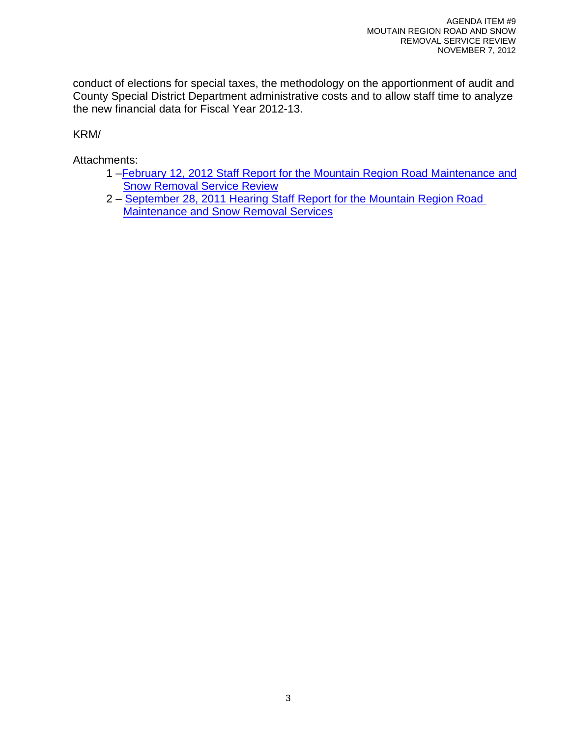conduct of elections for special taxes, the methodology on the apportionment of audit and County Special District Department administrative costs and to allow staff time to analyze the new financial data for Fiscal Year 2012-13.

KRM/

Attachments:

1 –February 12, 2012 Staff Report for the Mountain Region Road Maintenance and Snow Removal Service Review
2 – September 28, 2011 Hearing Staff Report for the Mountain Region Road Maintenance and Snow Removal Services